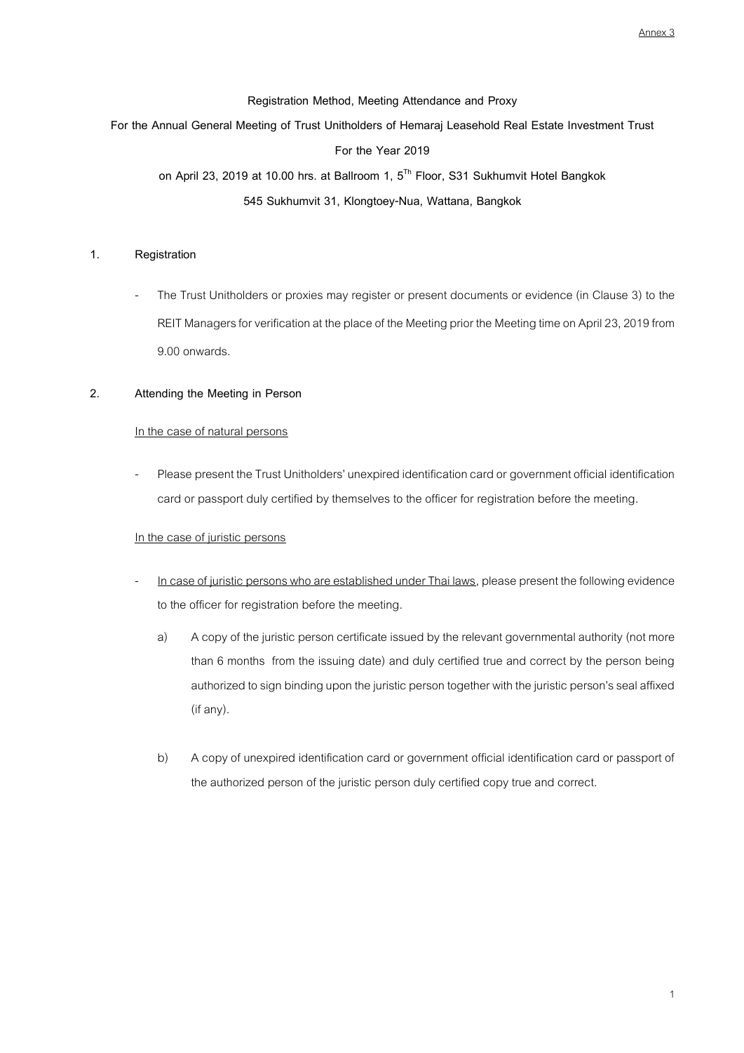Annex 3

**Registration Method, Meeting Attendance and Proxy**

**For the Annual General Meeting of Trust Unitholders of Hemaraj Leasehold Real Estate Investment Trust**

**For the Year 2019**

**on April 23, 2019 at 10.00 hrs. at Ballroom 1, 5Th Floor, S31 Sukhumvit Hotel Bangkok**

**545 Sukhumvit 31, Klongtoey-Nua, Wattana, Bangkok**

**1. Registration**

- The Trust Unitholders or proxies may register or present documents or evidence (in Clause 3) to the REIT Managers for verification at the place of the Meeting prior the Meeting time on April 23, 2019 from 9.00 onwards.

**2. Attending the Meeting in Person**

<u>In the case of natural persons</u>

- Please present the Trust Unitholders' unexpired identification card or government official identification card or passport duly certified by themselves to the officer for registration before the meeting.

<u>In the case of juristic persons</u>

- <u>In case of juristic persons who are established under Thai laws</u>, please present the following evidence to the officer for registration before the meeting.

  a) A copy of the juristic person certificate issued by the relevant governmental authority (not more than 6 months from the issuing date) and duly certified true and correct by the person being authorized to sign binding upon the juristic person together with the juristic person's seal affixed (if any).

  b) A copy of unexpired identification card or government official identification card or passport of the authorized person of the juristic person duly certified copy true and correct.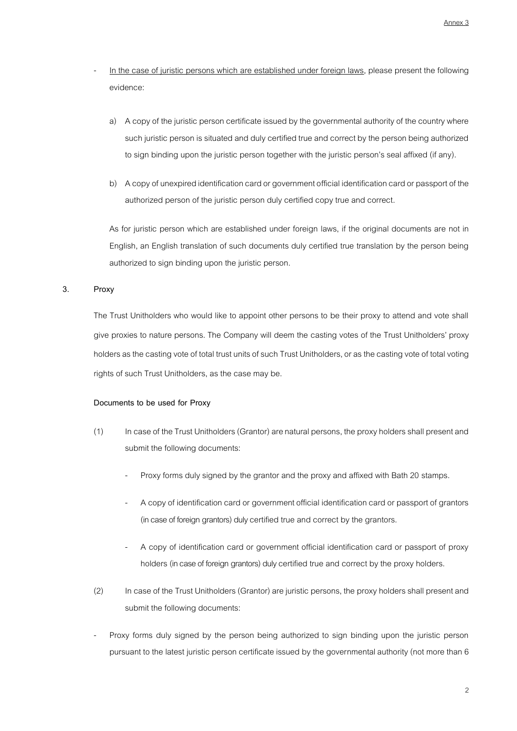- <u>In the case of juristic persons which are established under foreign laws</u>, please present the following evidence:

  a) A copy of the juristic person certificate issued by the governmental authority of the country where such juristic person is situated and duly certified true and correct by the person being authorized to sign binding upon the juristic person together with the juristic person's seal affixed (if any).

  b) A copy of unexpired identification card or government official identification card or passport of the authorized person of the juristic person duly certified copy true and correct.

  As for juristic person which are established under foreign laws, if the original documents are not in English, an English translation of such documents duly certified true translation by the person being authorized to sign binding upon the juristic person.

**3. Proxy**

The Trust Unitholders who would like to appoint other persons to be their proxy to attend and vote shall give proxies to nature persons. The Company will deem the casting votes of the Trust Unitholders' proxy holders as the casting vote of total trust units of such Trust Unitholders, or as the casting vote of total voting rights of such Trust Unitholders, as the case may be.

**Documents to be used for Proxy**

(1) In case of the Trust Unitholders (Grantor) are natural persons, the proxy holders shall present and submit the following documents:

- Proxy forms duly signed by the grantor and the proxy and affixed with Bath 20 stamps.
- A copy of identification card or government official identification card or passport of grantors (in case of foreign grantors) duly certified true and correct by the grantors.
- A copy of identification card or government official identification card or passport of proxy holders (in case of foreign grantors) duly certified true and correct by the proxy holders.

(2) In case of the Trust Unitholders (Grantor) are juristic persons, the proxy holders shall present and submit the following documents:

- Proxy forms duly signed by the person being authorized to sign binding upon the juristic person pursuant to the latest juristic person certificate issued by the governmental authority (not more than 6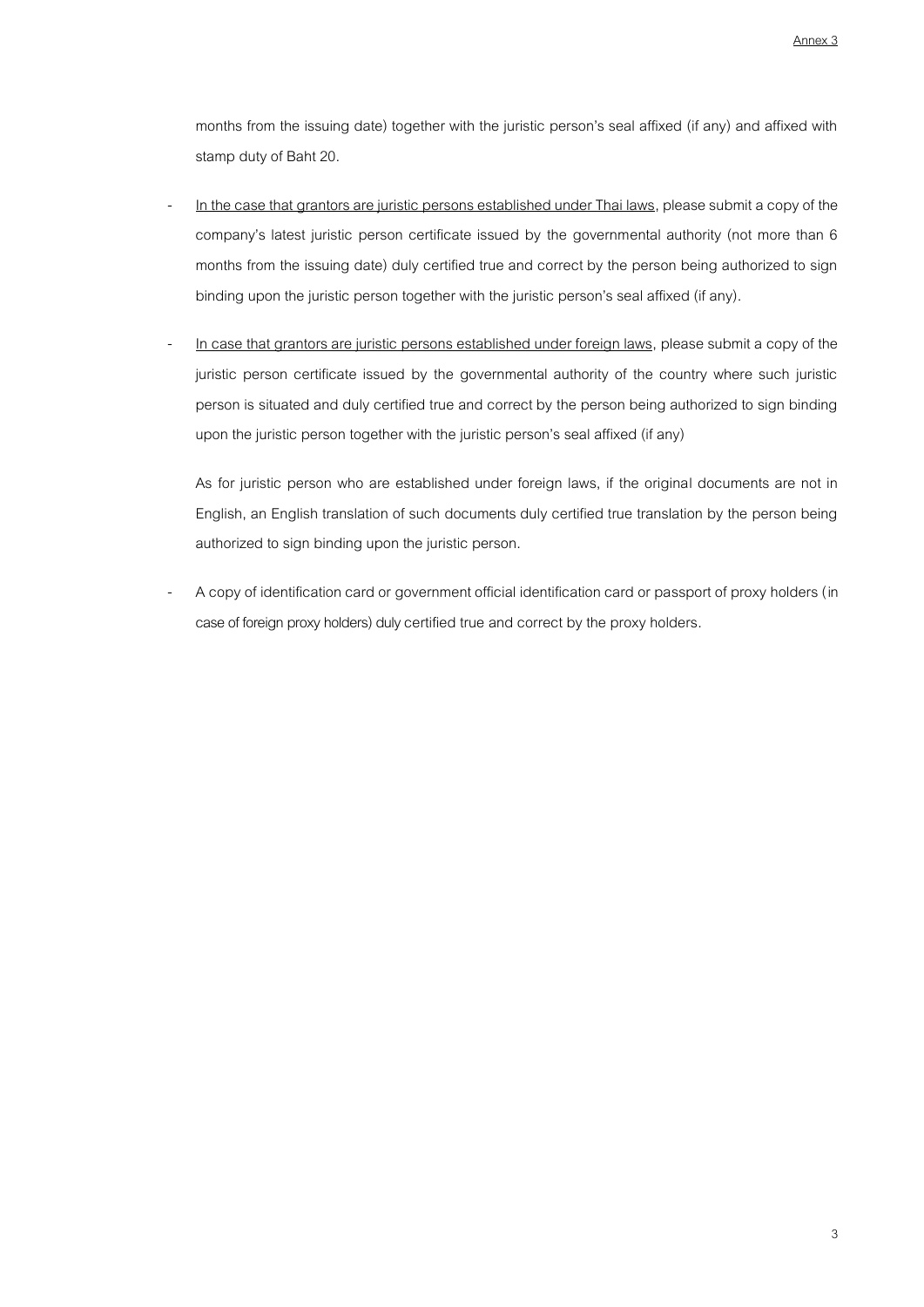months from the issuing date) together with the juristic person's seal affixed (if any) and affixed with stamp duty of Baht 20.

- In the case that grantors are juristic persons established under Thai laws, please submit a copy of the company's latest juristic person certificate issued by the governmental authority (not more than 6 months from the issuing date) duly certified true and correct by the person being authorized to sign binding upon the juristic person together with the juristic person's seal affixed (if any).

- In case that grantors are juristic persons established under foreign laws, please submit a copy of the juristic person certificate issued by the governmental authority of the country where such juristic person is situated and duly certified true and correct by the person being authorized to sign binding upon the juristic person together with the juristic person's seal affixed (if any)

  As for juristic person who are established under foreign laws, if the original documents are not in English, an English translation of such documents duly certified true translation by the person being authorized to sign binding upon the juristic person.

- A copy of identification card or government official identification card or passport of proxy holders (in case of foreign proxy holders) duly certified true and correct by the proxy holders.